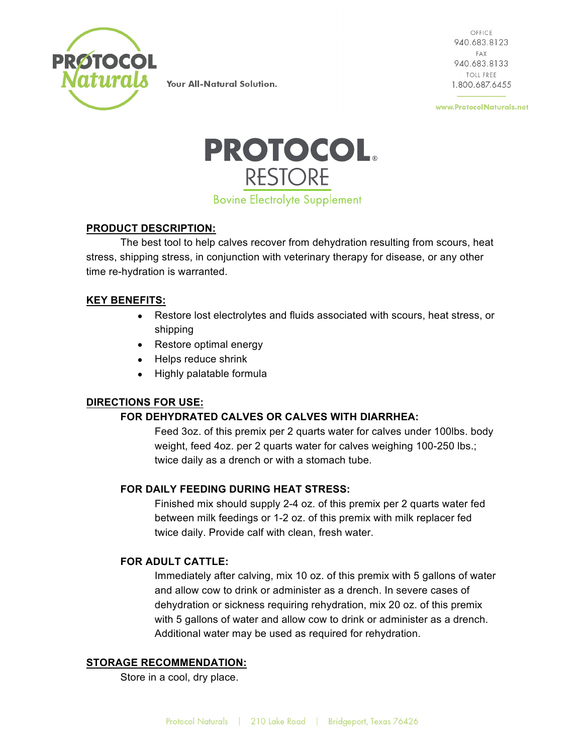PROTOCOL Naturals

Your All-Natural Solution.

OFFICE
940.683.8123
FAX
940.683.8133
TOLL FREE
1.800.687.6455

www.ProtocolNaturals.net

# PROTOCOL® RESTORE

## Bovine Electrolyte Supplement

**PRODUCT DESCRIPTION:**

The best tool to help calves recover from dehydration resulting from scours, heat stress, shipping stress, in conjunction with veterinary therapy for disease, or any other time re-hydration is warranted.

**KEY BENEFITS:**

- Restore lost electrolytes and fluids associated with scours, heat stress, or shipping
- Restore optimal energy
- Helps reduce shrink
- Highly palatable formula

**DIRECTIONS FOR USE:**

**FOR DEHYDRATED CALVES OR CALVES WITH DIARRHEA:**

Feed 3oz. of this premix per 2 quarts water for calves under 100lbs. body weight, feed 4oz. per 2 quarts water for calves weighing 100-250 lbs.; twice daily as a drench or with a stomach tube.

**FOR DAILY FEEDING DURING HEAT STRESS:**

Finished mix should supply 2-4 oz. of this premix per 2 quarts water fed between milk feedings or 1-2 oz. of this premix with milk replacer fed twice daily. Provide calf with clean, fresh water.

**FOR ADULT CATTLE:**

Immediately after calving, mix 10 oz. of this premix with 5 gallons of water and allow cow to drink or administer as a drench. In severe cases of dehydration or sickness requiring rehydration, mix 20 oz. of this premix with 5 gallons of water and allow cow to drink or administer as a drench. Additional water may be used as required for rehydration.

**STORAGE RECOMMENDATION:**

Store in a cool, dry place.

Protocol Naturals | 210 Lake Road | Bridgeport, Texas 76426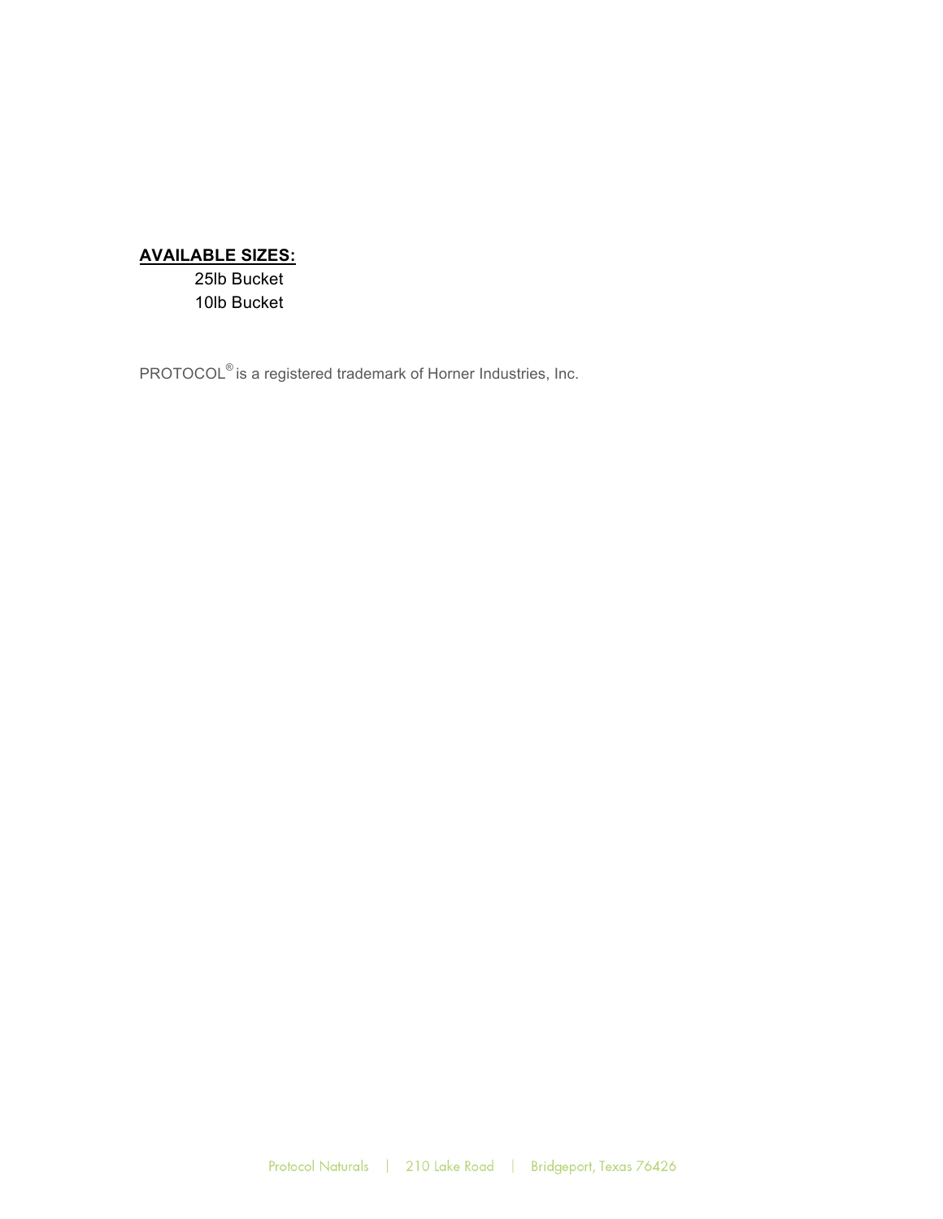**AVAILABLE SIZES:**

- 25lb Bucket
- 10lb Bucket

PROTOCOL® is a registered trademark of Horner Industries, Inc.